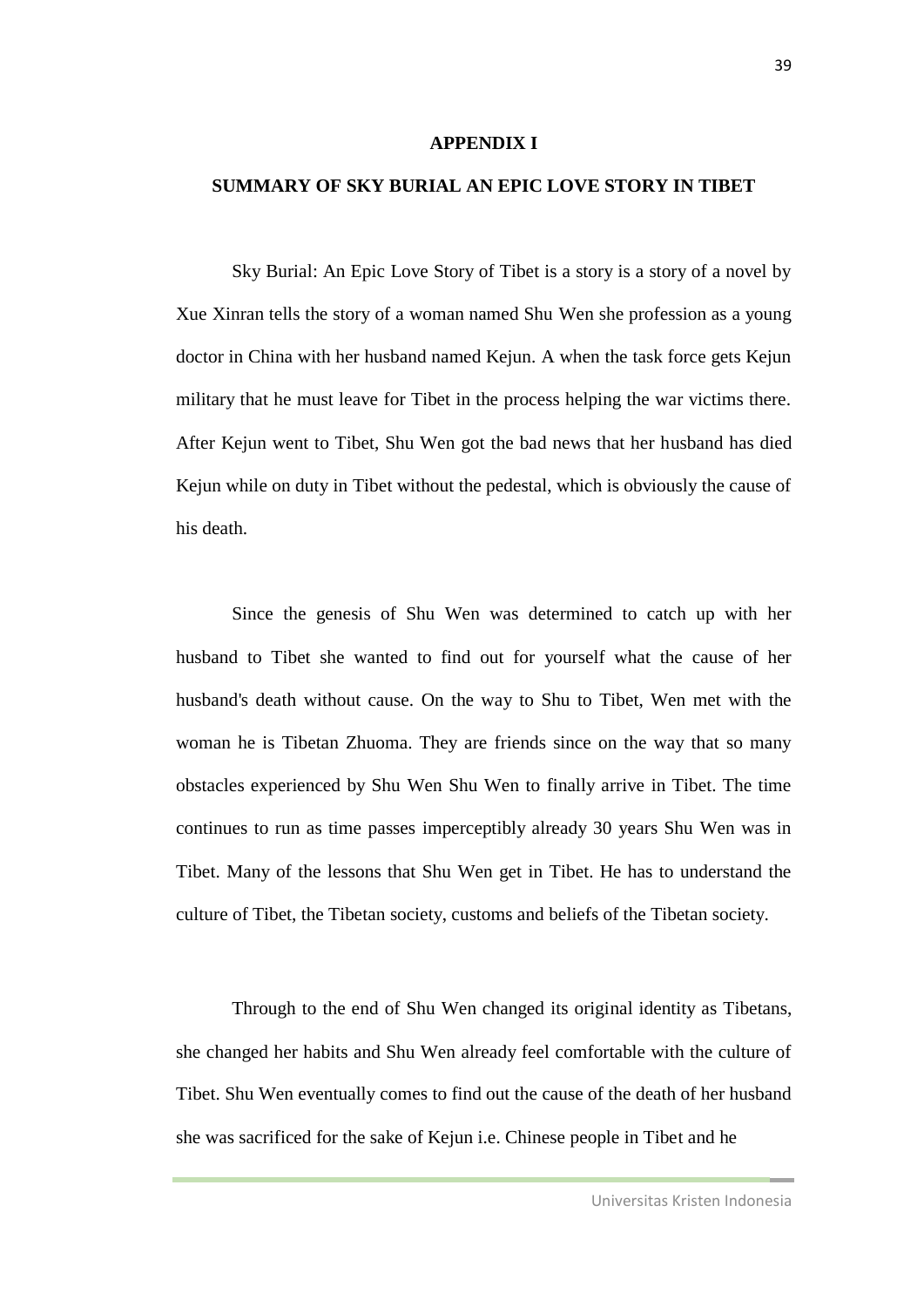# APPENDIX I

## SUMMARY OF SKY BURIAL AN EPIC LOVE STORY IN TIBET

Sky Burial: An Epic Love Story of Tibet is a story is a story of a novel by Xue Xinran tells the story of a woman named Shu Wen she profession as a young doctor in China with her husband named Kejun. A when the task force gets Kejun military that he must leave for Tibet in the process helping the war victims there. After Kejun went to Tibet, Shu Wen got the bad news that her husband has died Kejun while on duty in Tibet without the pedestal, which is obviously the cause of his death.

Since the genesis of Shu Wen was determined to catch up with her husband to Tibet she wanted to find out for yourself what the cause of her husband's death without cause. On the way to Shu to Tibet, Wen met with the woman he is Tibetan Zhuoma. They are friends since on the way that so many obstacles experienced by Shu Wen Shu Wen to finally arrive in Tibet. The time continues to run as time passes imperceptibly already 30 years Shu Wen was in Tibet. Many of the lessons that Shu Wen get in Tibet. He has to understand the culture of Tibet, the Tibetan society, customs and beliefs of the Tibetan society.

Through to the end of Shu Wen changed its original identity as Tibetans, she changed her habits and Shu Wen already feel comfortable with the culture of Tibet. Shu Wen eventually comes to find out the cause of the death of her husband she was sacrificed for the sake of Kejun i.e. Chinese people in Tibet and he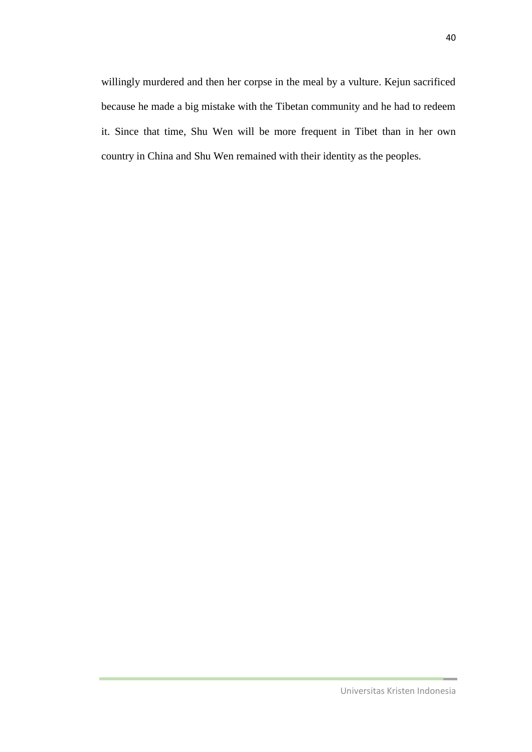willingly murdered and then her corpse in the meal by a vulture. Kejun sacrificed because he made a big mistake with the Tibetan community and he had to redeem it. Since that time, Shu Wen will be more frequent in Tibet than in her own country in China and Shu Wen remained with their identity as the peoples.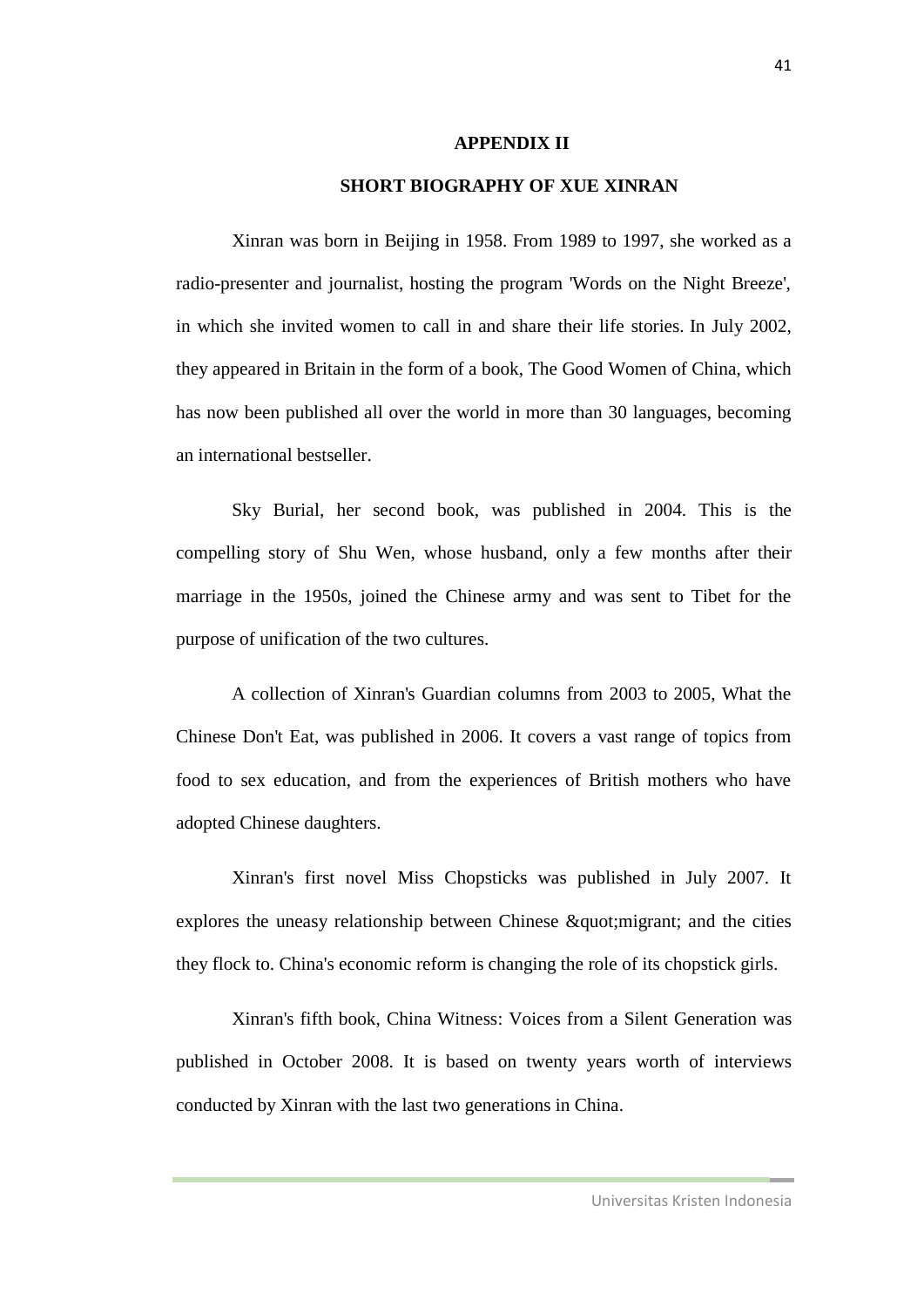# APPENDIX II

## SHORT BIOGRAPHY OF XUE XINRAN

Xinran was born in Beijing in 1958. From 1989 to 1997, she worked as a radio-presenter and journalist, hosting the program 'Words on the Night Breeze', in which she invited women to call in and share their life stories. In July 2002, they appeared in Britain in the form of a book, The Good Women of China, which has now been published all over the world in more than 30 languages, becoming an international bestseller.

Sky Burial, her second book, was published in 2004. This is the compelling story of Shu Wen, whose husband, only a few months after their marriage in the 1950s, joined the Chinese army and was sent to Tibet for the purpose of unification of the two cultures.

A collection of Xinran's Guardian columns from 2003 to 2005, What the Chinese Don't Eat, was published in 2006. It covers a vast range of topics from food to sex education, and from the experiences of British mothers who have adopted Chinese daughters.

Xinran's first novel Miss Chopsticks was published in July 2007. It explores the uneasy relationship between Chinese &quot;migrant; and the cities they flock to. China's economic reform is changing the role of its chopstick girls.

Xinran's fifth book, China Witness: Voices from a Silent Generation was published in October 2008. It is based on twenty years worth of interviews conducted by Xinran with the last two generations in China.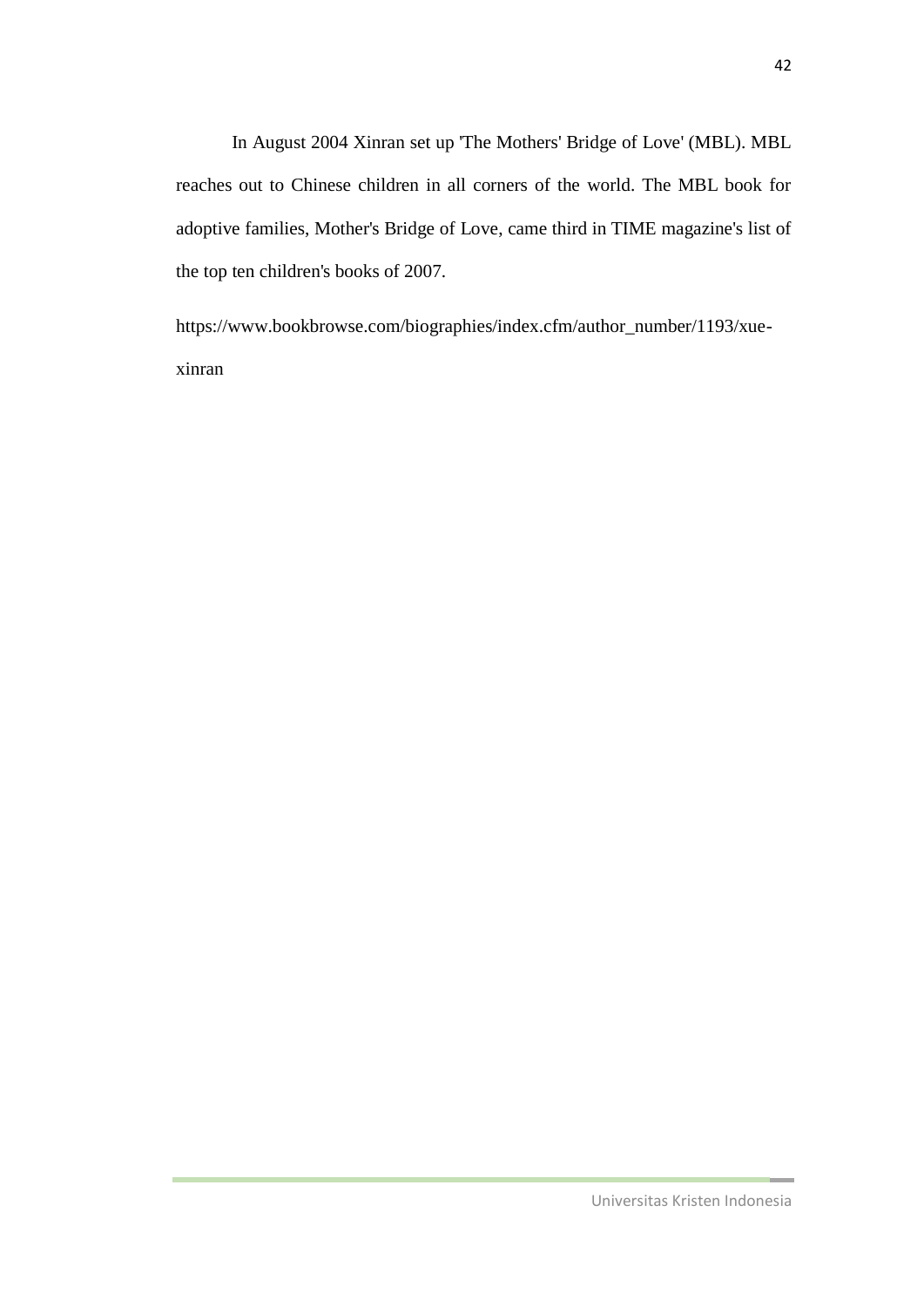In August 2004 Xinran set up 'The Mothers' Bridge of Love' (MBL). MBL reaches out to Chinese children in all corners of the world. The MBL book for adoptive families, Mother's Bridge of Love, came third in TIME magazine's list of the top ten children's books of 2007.

https://www.bookbrowse.com/biographies/index.cfm/author_number/1193/xue-xinran